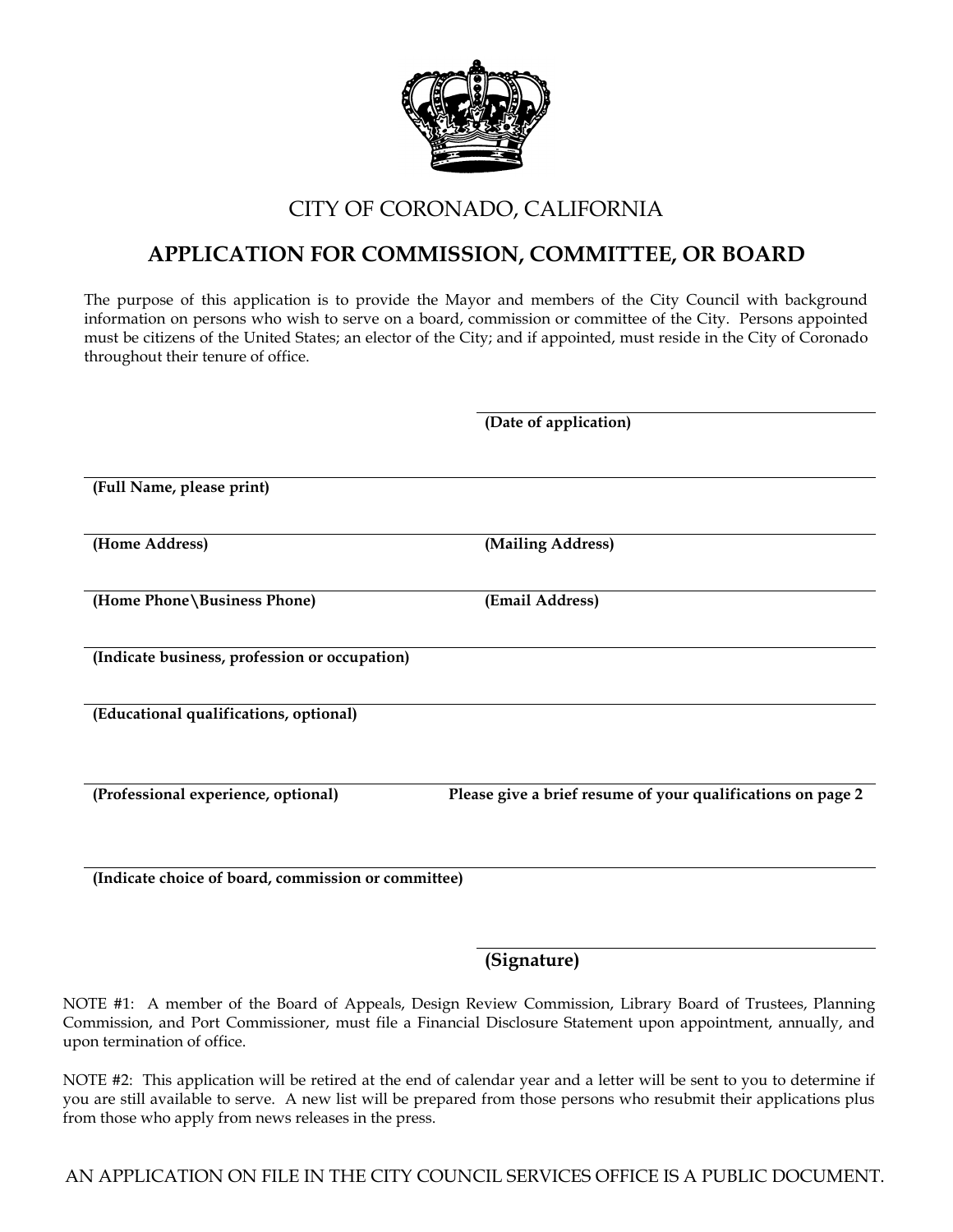CITY OF CORONADO, CALIFORNIA

# APPLICATION FOR COMMISSION, COMMITTEE, OR BOARD

The purpose of this application is to provide the Mayor and members of the City Council with background information on persons who wish to serve on a board, commission or committee of the City. Persons appointed must be citizens of the United States; an elector of the City; and if appointed, must reside in the City of Coronado throughout their tenure of office.

**(Date of application)**

**(Full Name, please print)**

**(Home Address)** **(Mailing Address)**

**(Home Phone\Business Phone)** **(Email Address)**

**(Indicate business, profession or occupation)**

**(Educational qualifications, optional)**

**(Professional experience, optional)** **Please give a brief resume of your qualifications on page 2**

**(Indicate choice of board, commission or committee)**

**(Signature)**

NOTE #1: A member of the Board of Appeals, Design Review Commission, Library Board of Trustees, Planning Commission, and Port Commissioner, must file a Financial Disclosure Statement upon appointment, annually, and upon termination of office.

NOTE #2: This application will be retired at the end of calendar year and a letter will be sent to you to determine if you are still available to serve. A new list will be prepared from those persons who resubmit their applications plus from those who apply from news releases in the press.

AN APPLICATION ON FILE IN THE CITY COUNCIL SERVICES OFFICE IS A PUBLIC DOCUMENT.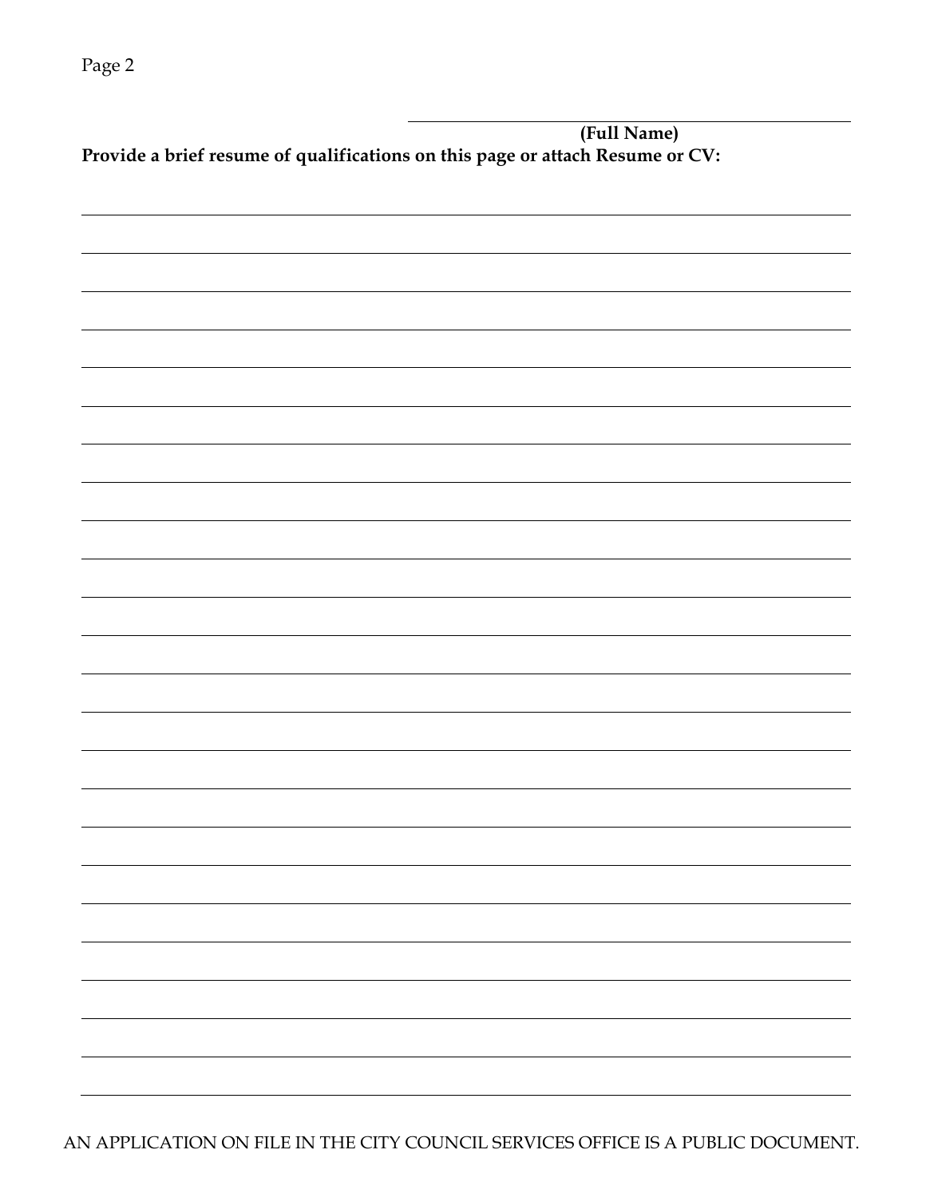______________________________

**(Full Name)**

**Provide a brief resume of qualifications on this page or attach Resume or CV:**

AN APPLICATION ON FILE IN THE CITY COUNCIL SERVICES OFFICE IS A PUBLIC DOCUMENT.